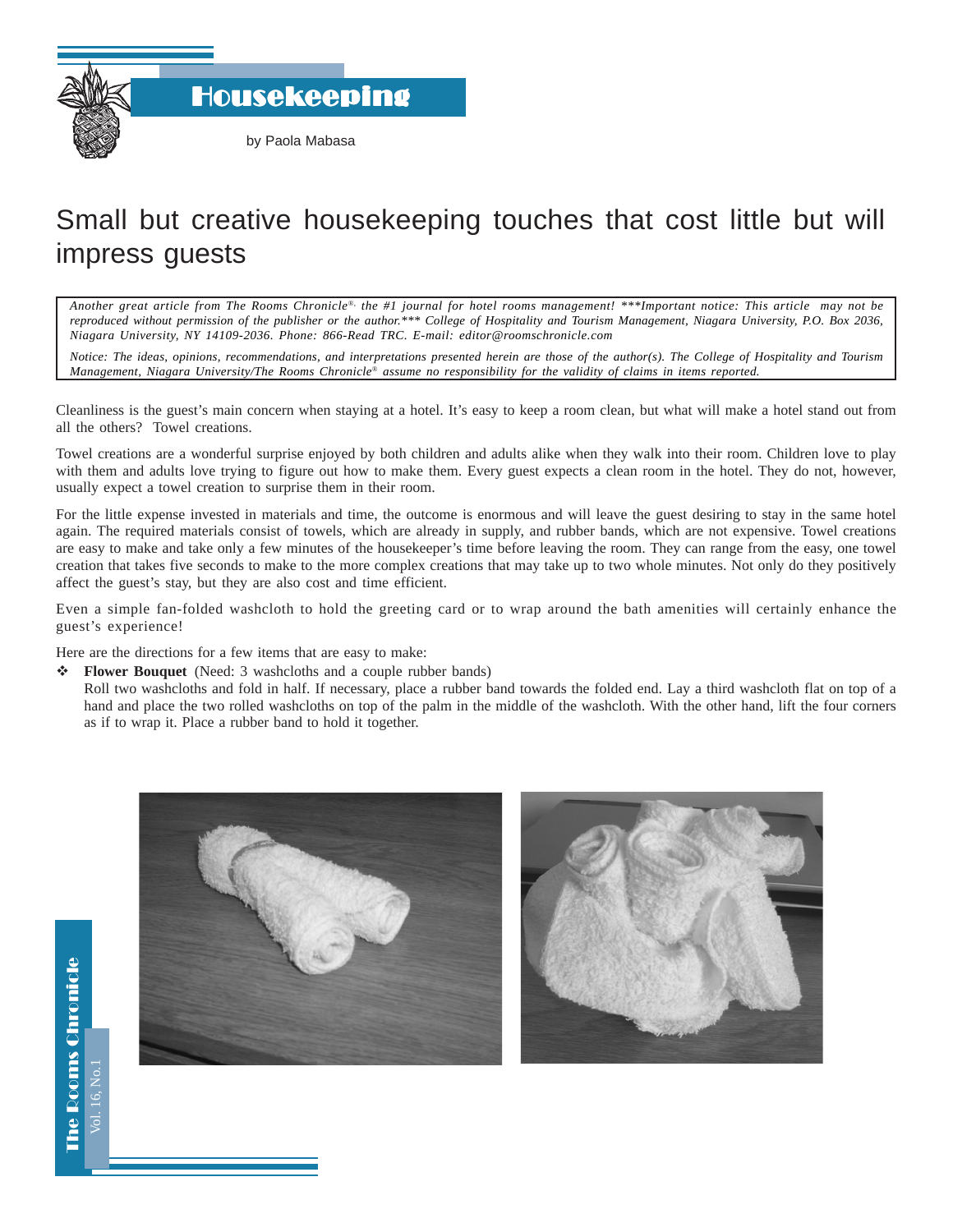# Housekeeping

by Paola Mabasa

## Small but creative housekeeping touches that cost little but will impress guests

*Another great article from The Rooms Chronicle®, the #1 journal for hotel rooms management! \*\*\*Important notice: This article may not be reproduced without permission of the publisher or the author.\*\*\* College of Hospitality and Tourism Management, Niagara University, P.O. Box 2036, Niagara University, NY 14109-2036. Phone: 866-Read TRC. E-mail: editor@roomschronicle.com*

*Notice: The ideas, opinions, recommendations, and interpretations presented herein are those of the author(s). The College of Hospitality and Tourism Management, Niagara University/The Rooms Chronicle® assume no responsibility for the validity of claims in items reported.*

Cleanliness is the guest's main concern when staying at a hotel. It's easy to keep a room clean, but what will make a hotel stand out from all the others? Towel creations.

Towel creations are a wonderful surprise enjoyed by both children and adults alike when they walk into their room. Children love to play with them and adults love trying to figure out how to make them. Every guest expects a clean room in the hotel. They do not, however, usually expect a towel creation to surprise them in their room.

For the little expense invested in materials and time, the outcome is enormous and will leave the guest desiring to stay in the same hotel again. The required materials consist of towels, which are already in supply, and rubber bands, which are not expensive. Towel creations are easy to make and take only a few minutes of the housekeeper's time before leaving the room. They can range from the easy, one towel creation that takes five seconds to make to the more complex creations that may take up to two whole minutes. Not only do they positively affect the guest's stay, but they are also cost and time efficient.

Even a simple fan-folded washcloth to hold the greeting card or to wrap around the bath amenities will certainly enhance the guest's experience!

Here are the directions for a few items that are easy to make:

- **Flower Bouquet** (Need: 3 washcloths and a couple rubber bands)
  Roll two washcloths and fold in half. If necessary, place a rubber band towards the folded end. Lay a third washcloth flat on top of a hand and place the two rolled washcloths on top of the palm in the middle of the washcloth. With the other hand, lift the four corners as if to wrap it. Place a rubber band to hold it together.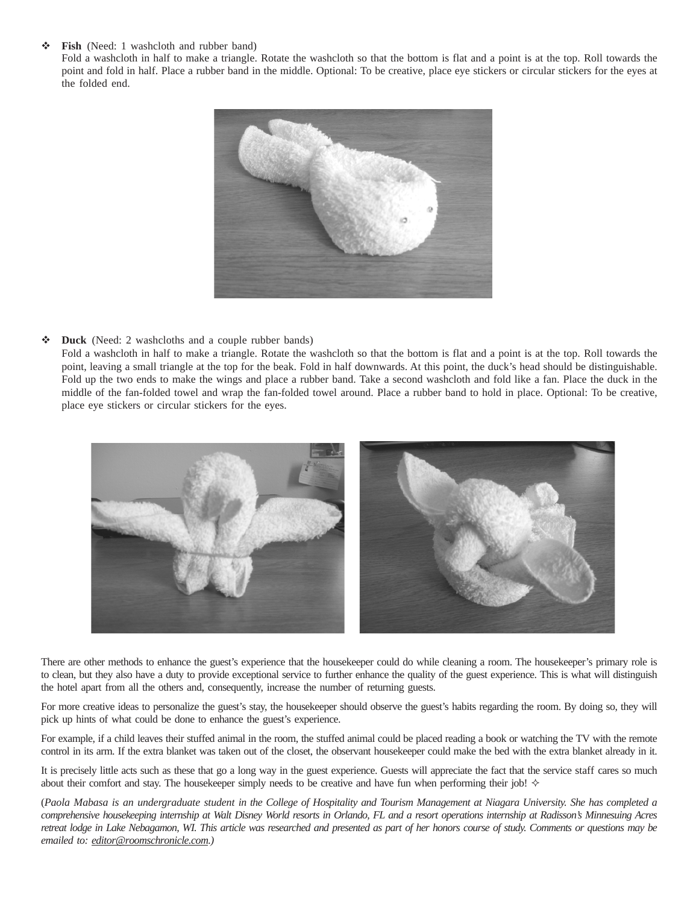- **Fish** (Need: 1 washcloth and rubber band)
  Fold a washcloth in half to make a triangle. Rotate the washcloth so that the bottom is flat and a point is at the top. Roll towards the point and fold in half. Place a rubber band in the middle. Optional: To be creative, place eye stickers or circular stickers for the eyes at the folded end.

- **Duck** (Need: 2 washcloths and a couple rubber bands)
  Fold a washcloth in half to make a triangle. Rotate the washcloth so that the bottom is flat and a point is at the top. Roll towards the point, leaving a small triangle at the top for the beak. Fold in half downwards. At this point, the duck's head should be distinguishable. Fold up the two ends to make the wings and place a rubber band. Take a second washcloth and fold like a fan. Place the duck in the middle of the fan-folded towel and wrap the fan-folded towel around. Place a rubber band to hold in place. Optional: To be creative, place eye stickers or circular stickers for the eyes.

There are other methods to enhance the guest's experience that the housekeeper could do while cleaning a room. The housekeeper's primary role is to clean, but they also have a duty to provide exceptional service to further enhance the quality of the guest experience. This is what will distinguish the hotel apart from all the others and, consequently, increase the number of returning guests.

For more creative ideas to personalize the guest's stay, the housekeeper should observe the guest's habits regarding the room. By doing so, they will pick up hints of what could be done to enhance the guest's experience.

For example, if a child leaves their stuffed animal in the room, the stuffed animal could be placed reading a book or watching the TV with the remote control in its arm. If the extra blanket was taken out of the closet, the observant housekeeper could make the bed with the extra blanket already in it.

It is precisely little acts such as these that go a long way in the guest experience. Guests will appreciate the fact that the service staff cares so much about their comfort and stay. The housekeeper simply needs to be creative and have fun when performing their job! ✧

(*Paola Mabasa is an undergraduate student in the College of Hospitality and Tourism Management at Niagara University. She has completed a comprehensive housekeeping internship at Walt Disney World resorts in Orlando, FL and a resort operations internship at Radisson's Minnesuing Acres retreat lodge in Lake Nebagamon, WI. This article was researched and presented as part of her honors course of study. Comments or questions may be emailed to: editor@roomschronicle.com.*)